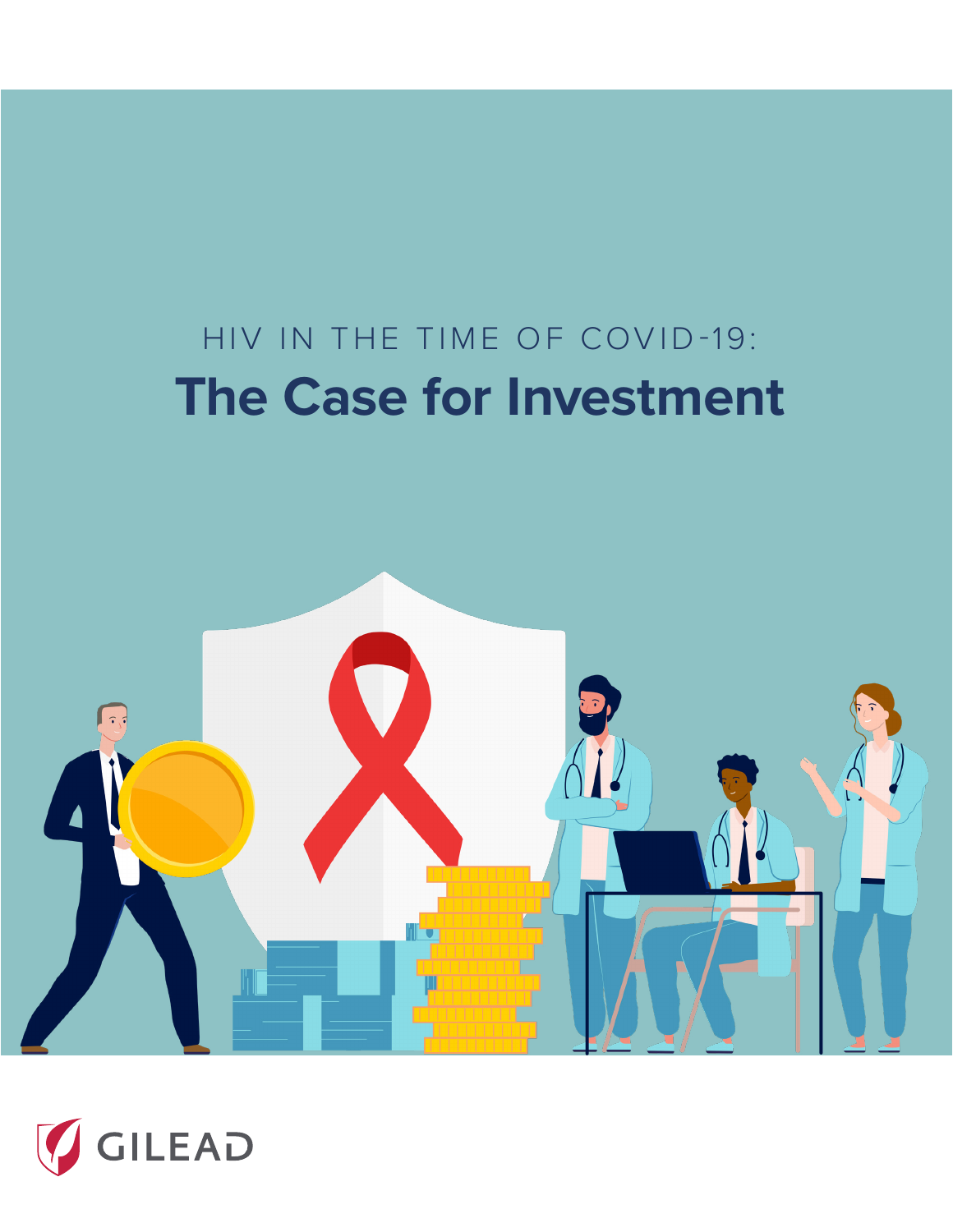HIV IN THE TIME OF COVID-19:

# The Case for Investment

GILEAD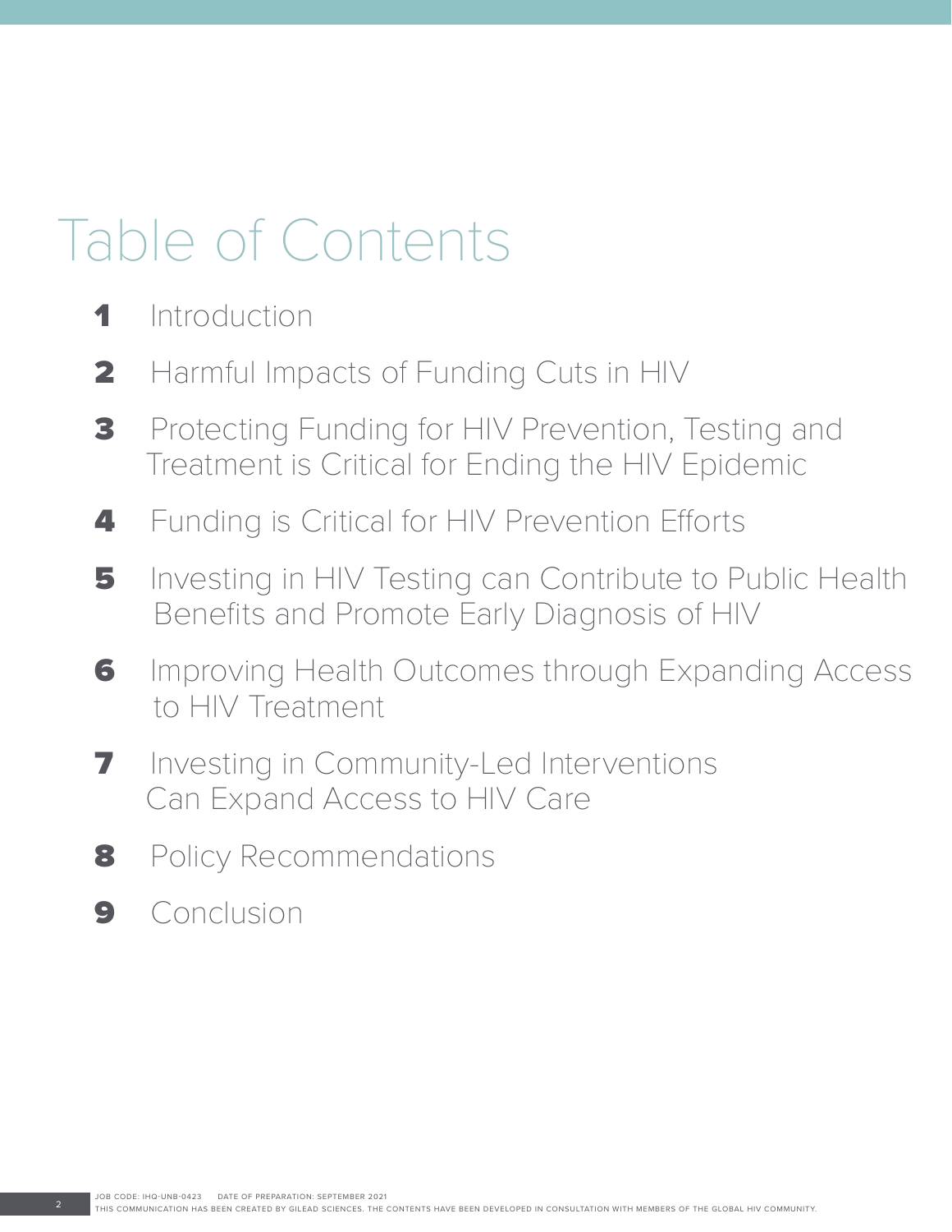# Table of Contents

1. Introduction
2. Harmful Impacts of Funding Cuts in HIV
3. Protecting Funding for HIV Prevention, Testing and Treatment is Critical for Ending the HIV Epidemic
4. Funding is Critical for HIV Prevention Efforts
5. Investing in HIV Testing can Contribute to Public Health Benefits and Promote Early Diagnosis of HIV
6. Improving Health Outcomes through Expanding Access to HIV Treatment
7. Investing in Community-Led Interventions Can Expand Access to HIV Care
8. Policy Recommendations
9. Conclusion

JOB CODE: IHQ-UNB-0423 DATE OF PREPARATION: SEPTEMBER 2021

THIS COMMUNICATION HAS BEEN CREATED BY GILEAD SCIENCES. THE CONTENTS HAVE BEEN DEVELOPED IN CONSULTATION WITH MEMBERS OF THE GLOBAL HIV COMMUNITY.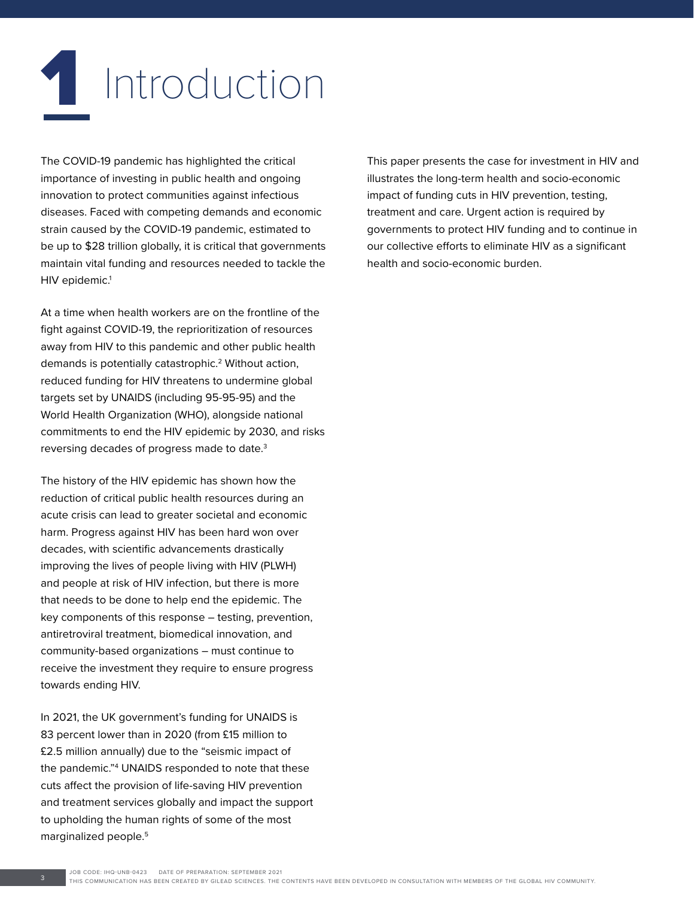# 1 Introduction

The COVID-19 pandemic has highlighted the critical importance of investing in public health and ongoing innovation to protect communities against infectious diseases. Faced with competing demands and economic strain caused by the COVID-19 pandemic, estimated to be up to $28 trillion globally, it is critical that governments maintain vital funding and resources needed to tackle the HIV epidemic.[1]

At a time when health workers are on the frontline of the fight against COVID-19, the reprioritization of resources away from HIV to this pandemic and other public health demands is potentially catastrophic.[2] Without action, reduced funding for HIV threatens to undermine global targets set by UNAIDS (including 95-95-95) and the World Health Organization (WHO), alongside national commitments to end the HIV epidemic by 2030, and risks reversing decades of progress made to date.[3]

The history of the HIV epidemic has shown how the reduction of critical public health resources during an acute crisis can lead to greater societal and economic harm. Progress against HIV has been hard won over decades, with scientific advancements drastically improving the lives of people living with HIV (PLWH) and people at risk of HIV infection, but there is more that needs to be done to help end the epidemic. The key components of this response – testing, prevention, antiretroviral treatment, biomedical innovation, and community-based organizations – must continue to receive the investment they require to ensure progress towards ending HIV.

In 2021, the UK government's funding for UNAIDS is 83 percent lower than in 2020 (from £15 million to £2.5 million annually) due to the "seismic impact of the pandemic."[4] UNAIDS responded to note that these cuts affect the provision of life-saving HIV prevention and treatment services globally and impact the support to upholding the human rights of some of the most marginalized people.[5]

This paper presents the case for investment in HIV and illustrates the long-term health and socio-economic impact of funding cuts in HIV prevention, testing, treatment and care. Urgent action is required by governments to protect HIV funding and to continue in our collective efforts to eliminate HIV as a significant health and socio-economic burden.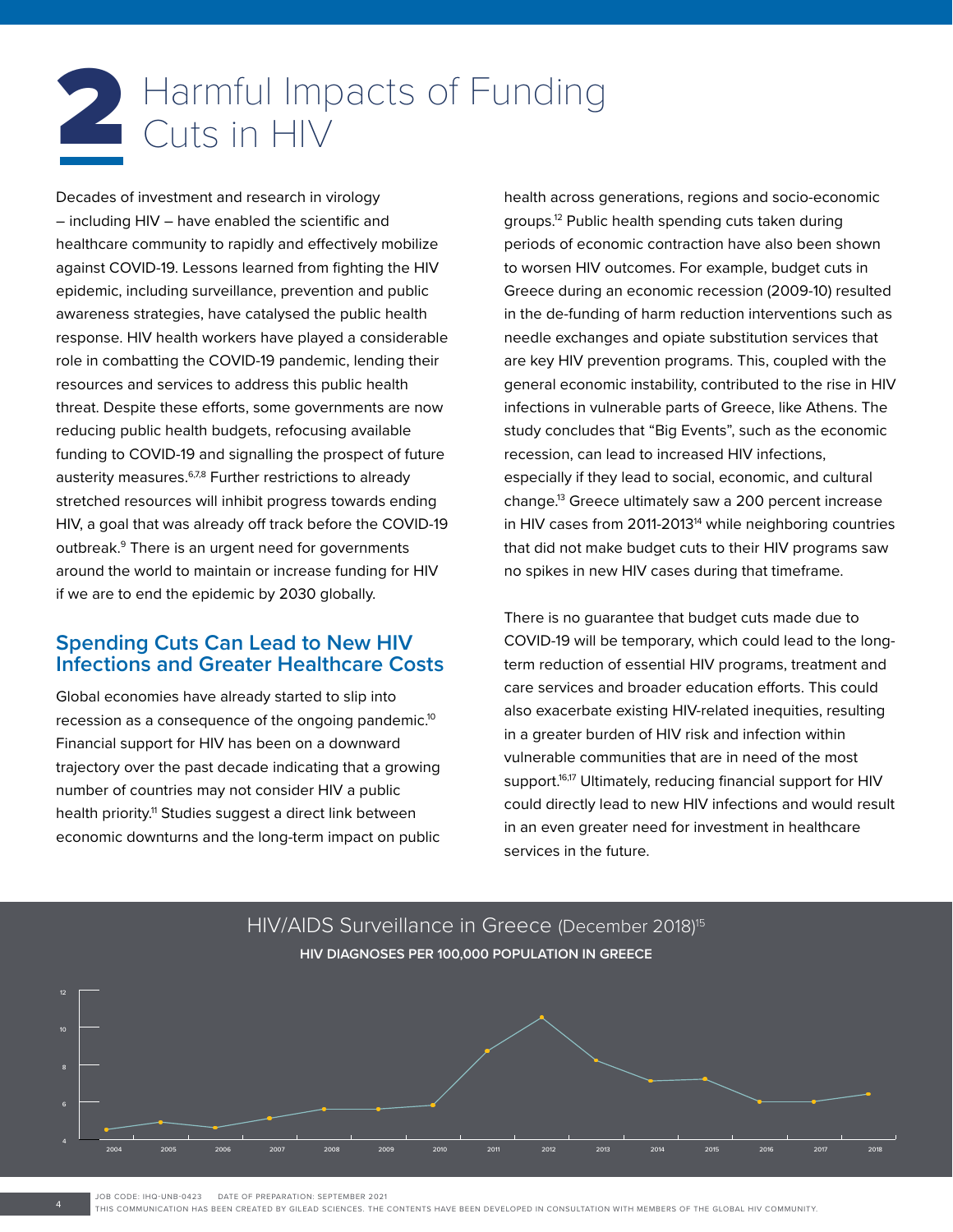# 2 Harmful Impacts of Funding Cuts in HIV

Decades of investment and research in virology – including HIV – have enabled the scientific and healthcare community to rapidly and effectively mobilize against COVID-19. Lessons learned from fighting the HIV epidemic, including surveillance, prevention and public awareness strategies, have catalysed the public health response. HIV health workers have played a considerable role in combatting the COVID-19 pandemic, lending their resources and services to address this public health threat. Despite these efforts, some governments are now reducing public health budgets, refocusing available funding to COVID-19 and signalling the prospect of future austerity measures.[6,7,8] Further restrictions to already stretched resources will inhibit progress towards ending HIV, a goal that was already off track before the COVID-19 outbreak.[9] There is an urgent need for governments around the world to maintain or increase funding for HIV if we are to end the epidemic by 2030 globally.

## Spending Cuts Can Lead to New HIV Infections and Greater Healthcare Costs

Global economies have already started to slip into recession as a consequence of the ongoing pandemic.[10] Financial support for HIV has been on a downward trajectory over the past decade indicating that a growing number of countries may not consider HIV a public health priority.[11] Studies suggest a direct link between economic downturns and the long-term impact on public health across generations, regions and socio-economic groups.[12] Public health spending cuts taken during periods of economic contraction have also been shown to worsen HIV outcomes. For example, budget cuts in Greece during an economic recession (2009-10) resulted in the de-funding of harm reduction interventions such as needle exchanges and opiate substitution services that are key HIV prevention programs. This, coupled with the general economic instability, contributed to the rise in HIV infections in vulnerable parts of Greece, like Athens. The study concludes that "Big Events", such as the economic recession, can lead to increased HIV infections, especially if they lead to social, economic, and cultural change.[13] Greece ultimately saw a 200 percent increase in HIV cases from 2011-2013[14] while neighboring countries that did not make budget cuts to their HIV programs saw no spikes in new HIV cases during that timeframe.

There is no guarantee that budget cuts made due to COVID-19 will be temporary, which could lead to the long-term reduction of essential HIV programs, treatment and care services and broader education efforts. This could also exacerbate existing HIV-related inequities, resulting in a greater burden of HIV risk and infection within vulnerable communities that are in need of the most support.[16,17] Ultimately, reducing financial support for HIV could directly lead to new HIV infections and would result in an even greater need for investment in healthcare services in the future.

HIV/AIDS Surveillance in Greece (December 2018)[15]

**HIV DIAGNOSES PER 100,000 POPULATION IN GREECE**

JOB CODE: IHQ-UNB-0423 DATE OF PREPARATION: SEPTEMBER 2021

THIS COMMUNICATION HAS BEEN CREATED BY GILEAD SCIENCES. THE CONTENTS HAVE BEEN DEVELOPED IN CONSULTATION WITH MEMBERS OF THE GLOBAL HIV COMMUNITY.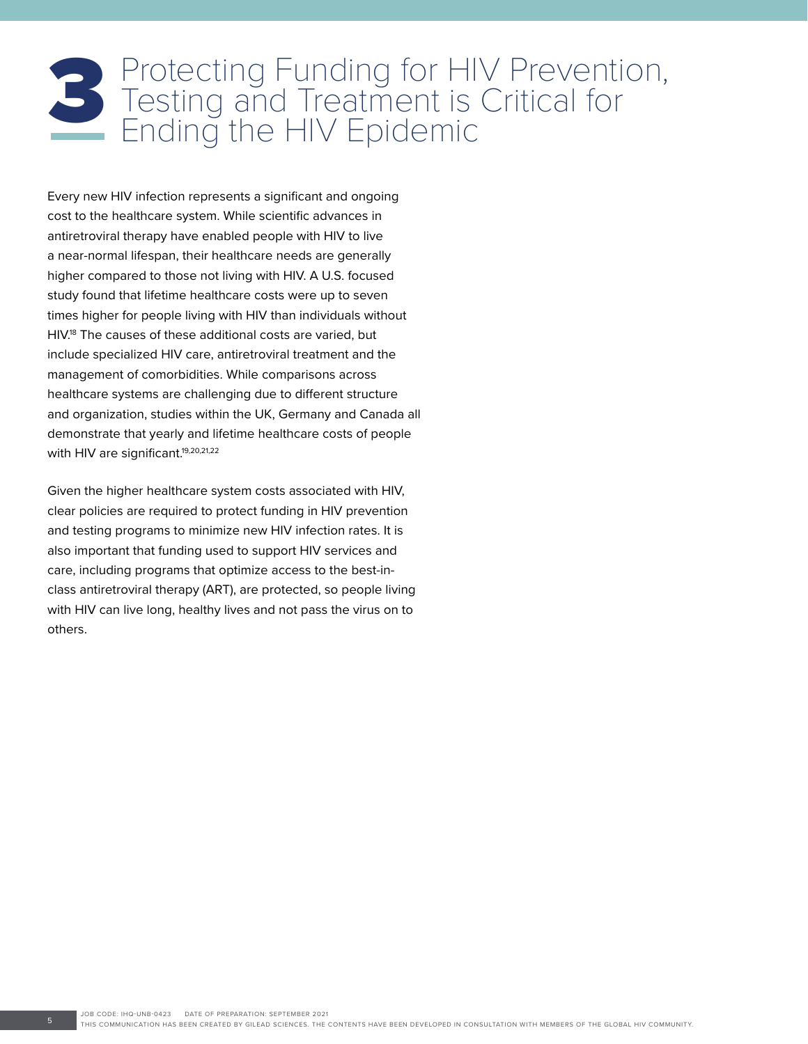# 3 Protecting Funding for HIV Prevention, Testing and Treatment is Critical for Ending the HIV Epidemic

Every new HIV infection represents a significant and ongoing cost to the healthcare system. While scientific advances in antiretroviral therapy have enabled people with HIV to live a near-normal lifespan, their healthcare needs are generally higher compared to those not living with HIV. A U.S. focused study found that lifetime healthcare costs were up to seven times higher for people living with HIV than individuals without HIV.[18] The causes of these additional costs are varied, but include specialized HIV care, antiretroviral treatment and the management of comorbidities. While comparisons across healthcare systems are challenging due to different structure and organization, studies within the UK, Germany and Canada all demonstrate that yearly and lifetime healthcare costs of people with HIV are significant.[19,20,21,22]

Given the higher healthcare system costs associated with HIV, clear policies are required to protect funding in HIV prevention and testing programs to minimize new HIV infection rates. It is also important that funding used to support HIV services and care, including programs that optimize access to the best-in-class antiretroviral therapy (ART), are protected, so people living with HIV can live long, healthy lives and not pass the virus on to others.

JOB CODE: IHQ-UNB-0423 DATE OF PREPARATION: SEPTEMBER 2021
THIS COMMUNICATION HAS BEEN CREATED BY GILEAD SCIENCES. THE CONTENTS HAVE BEEN DEVELOPED IN CONSULTATION WITH MEMBERS OF THE GLOBAL HIV COMMUNITY.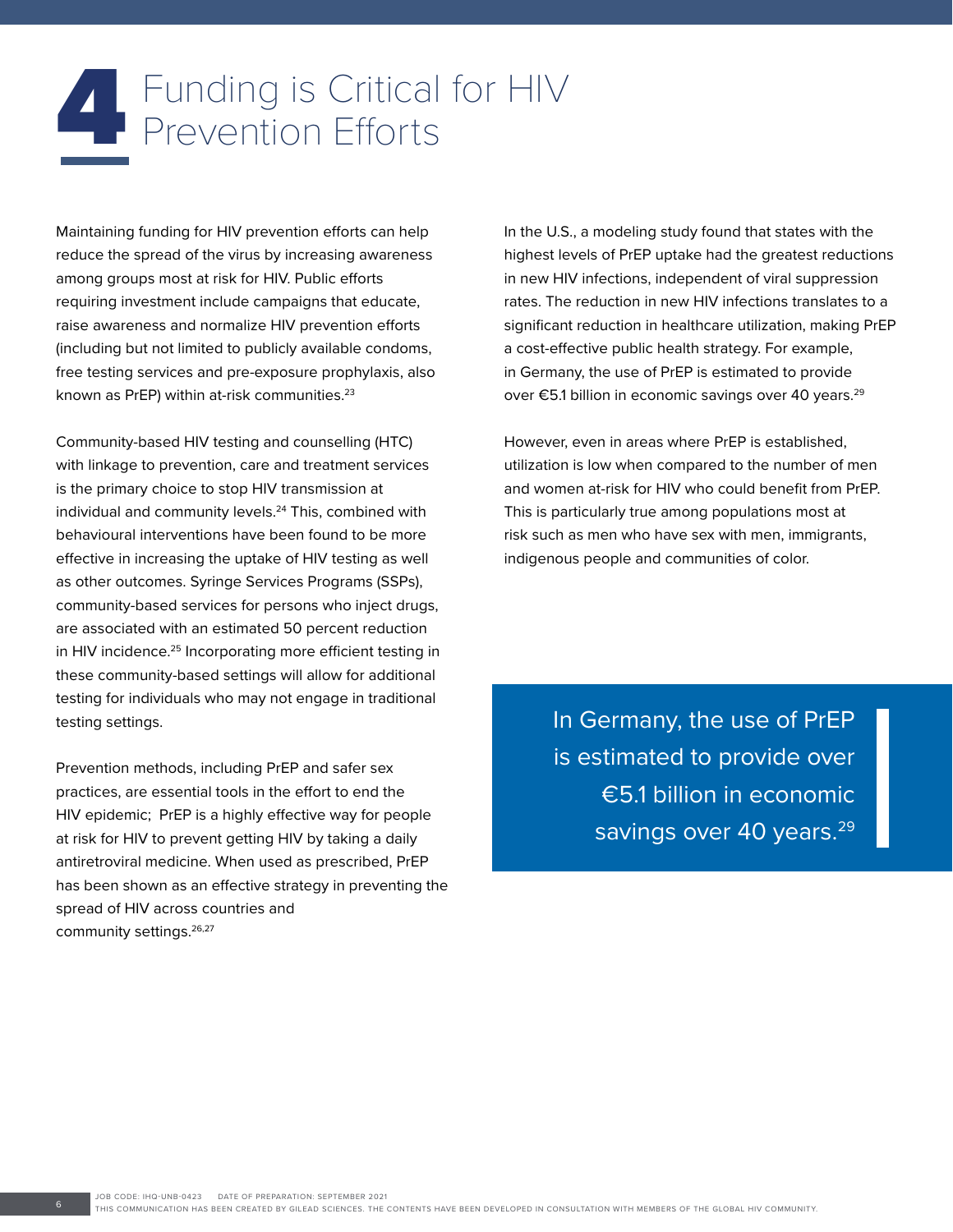# 4 Funding is Critical for HIV Prevention Efforts

Maintaining funding for HIV prevention efforts can help reduce the spread of the virus by increasing awareness among groups most at risk for HIV. Public efforts requiring investment include campaigns that educate, raise awareness and normalize HIV prevention efforts (including but not limited to publicly available condoms, free testing services and pre-exposure prophylaxis, also known as PrEP) within at-risk communities.[23]

Community-based HIV testing and counselling (HTC) with linkage to prevention, care and treatment services is the primary choice to stop HIV transmission at individual and community levels.[24] This, combined with behavioural interventions have been found to be more effective in increasing the uptake of HIV testing as well as other outcomes. Syringe Services Programs (SSPs), community-based services for persons who inject drugs, are associated with an estimated 50 percent reduction in HIV incidence.[25] Incorporating more efficient testing in these community-based settings will allow for additional testing for individuals who may not engage in traditional testing settings.

Prevention methods, including PrEP and safer sex practices, are essential tools in the effort to end the HIV epidemic; PrEP is a highly effective way for people at risk for HIV to prevent getting HIV by taking a daily antiretroviral medicine. When used as prescribed, PrEP has been shown as an effective strategy in preventing the spread of HIV across countries and community settings.[26,27]

In the U.S., a modeling study found that states with the highest levels of PrEP uptake had the greatest reductions in new HIV infections, independent of viral suppression rates. The reduction in new HIV infections translates to a significant reduction in healthcare utilization, making PrEP a cost-effective public health strategy. For example, in Germany, the use of PrEP is estimated to provide over €5.1 billion in economic savings over 40 years.[29]

However, even in areas where PrEP is established, utilization is low when compared to the number of men and women at-risk for HIV who could benefit from PrEP. This is particularly true among populations most at risk such as men who have sex with men, immigrants, indigenous people and communities of color.

> In Germany, the use of PrEP is estimated to provide over €5.1 billion in economic savings over 40 years.[29]

JOB CODE: IHQ-UNB-0423 DATE OF PREPARATION: SEPTEMBER 2021
THIS COMMUNICATION HAS BEEN CREATED BY GILEAD SCIENCES. THE CONTENTS HAVE BEEN DEVELOPED IN CONSULTATION WITH MEMBERS OF THE GLOBAL HIV COMMUNITY.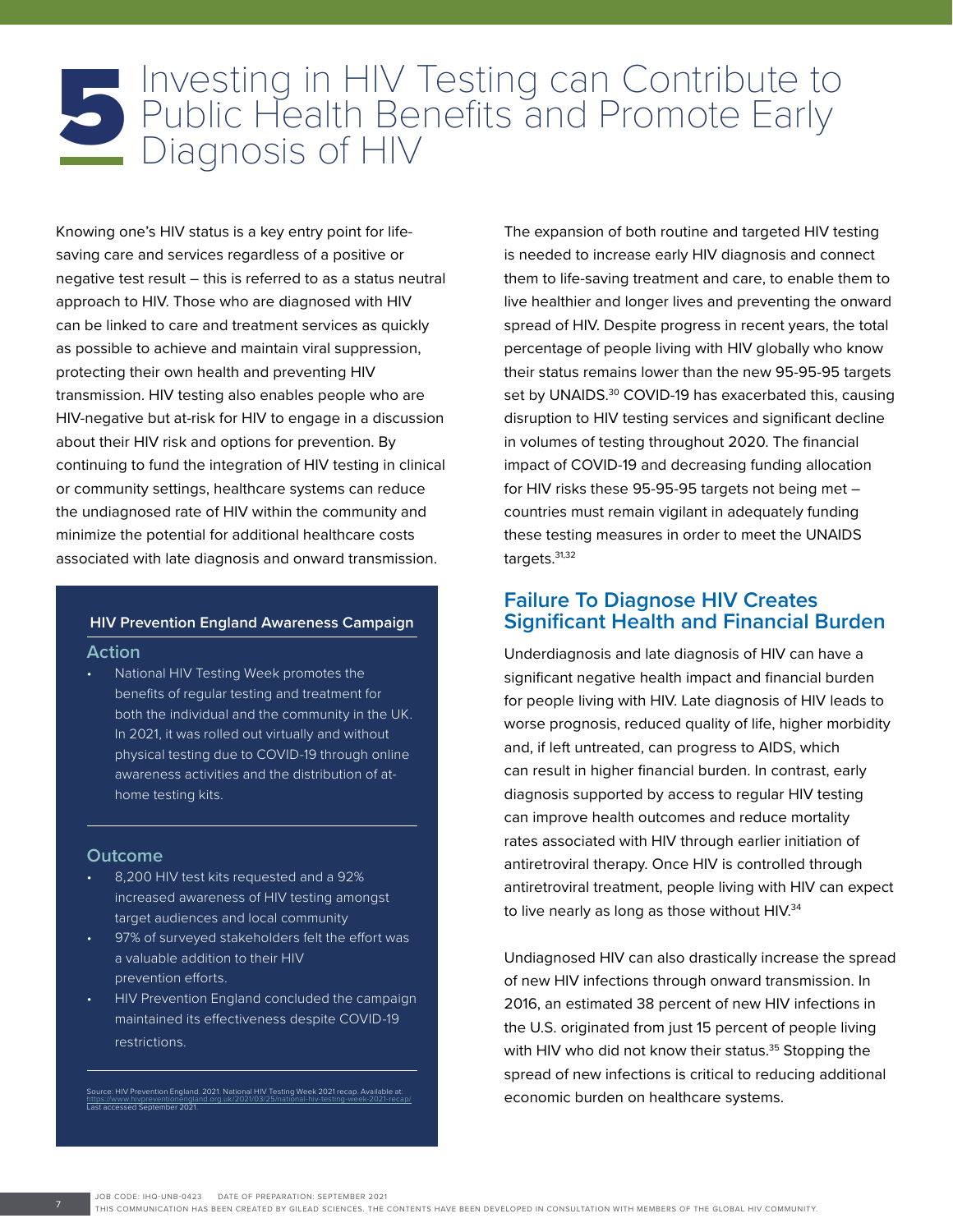# 5 Investing in HIV Testing can Contribute to Public Health Benefits and Promote Early Diagnosis of HIV

Knowing one's HIV status is a key entry point for life-saving care and services regardless of a positive or negative test result – this is referred to as a status neutral approach to HIV. Those who are diagnosed with HIV can be linked to care and treatment services as quickly as possible to achieve and maintain viral suppression, protecting their own health and preventing HIV transmission. HIV testing also enables people who are HIV-negative but at-risk for HIV to engage in a discussion about their HIV risk and options for prevention. By continuing to fund the integration of HIV testing in clinical or community settings, healthcare systems can reduce the undiagnosed rate of HIV within the community and minimize the potential for additional healthcare costs associated with late diagnosis and onward transmission.

**HIV Prevention England Awareness Campaign**

### Action

- National HIV Testing Week promotes the benefits of regular testing and treatment for both the individual and the community in the UK. In 2021, it was rolled out virtually and without physical testing due to COVID-19 through online awareness activities and the distribution of at-home testing kits.

### Outcome

- 8,200 HIV test kits requested and a 92% increased awareness of HIV testing amongst target audiences and local community
- 97% of surveyed stakeholders felt the effort was a valuable addition to their HIV prevention efforts.
- HIV Prevention England concluded the campaign maintained its effectiveness despite COVID-19 restrictions.

Source: HIV Prevention England. 2021. National HIV Testing Week 2021 recap. Available at: https://www.hivpreventionengland.org.uk/2021/03/25/national-hiv-testing-week-2021-recap/ Last accessed September 2021.

The expansion of both routine and targeted HIV testing is needed to increase early HIV diagnosis and connect them to life-saving treatment and care, to enable them to live healthier and longer lives and preventing the onward spread of HIV. Despite progress in recent years, the total percentage of people living with HIV globally who know their status remains lower than the new 95-95-95 targets set by UNAIDS.[30] COVID-19 has exacerbated this, causing disruption to HIV testing services and significant decline in volumes of testing throughout 2020. The financial impact of COVID-19 and decreasing funding allocation for HIV risks these 95-95-95 targets not being met – countries must remain vigilant in adequately funding these testing measures in order to meet the UNAIDS targets.[31,32]

## Failure To Diagnose HIV Creates Significant Health and Financial Burden

Underdiagnosis and late diagnosis of HIV can have a significant negative health impact and financial burden for people living with HIV. Late diagnosis of HIV leads to worse prognosis, reduced quality of life, higher morbidity and, if left untreated, can progress to AIDS, which can result in higher financial burden. In contrast, early diagnosis supported by access to regular HIV testing can improve health outcomes and reduce mortality rates associated with HIV through earlier initiation of antiretroviral therapy. Once HIV is controlled through antiretroviral treatment, people living with HIV can expect to live nearly as long as those without HIV.[34]

Undiagnosed HIV can also drastically increase the spread of new HIV infections through onward transmission. In 2016, an estimated 38 percent of new HIV infections in the U.S. originated from just 15 percent of people living with HIV who did not know their status.[35] Stopping the spread of new infections is critical to reducing additional economic burden on healthcare systems.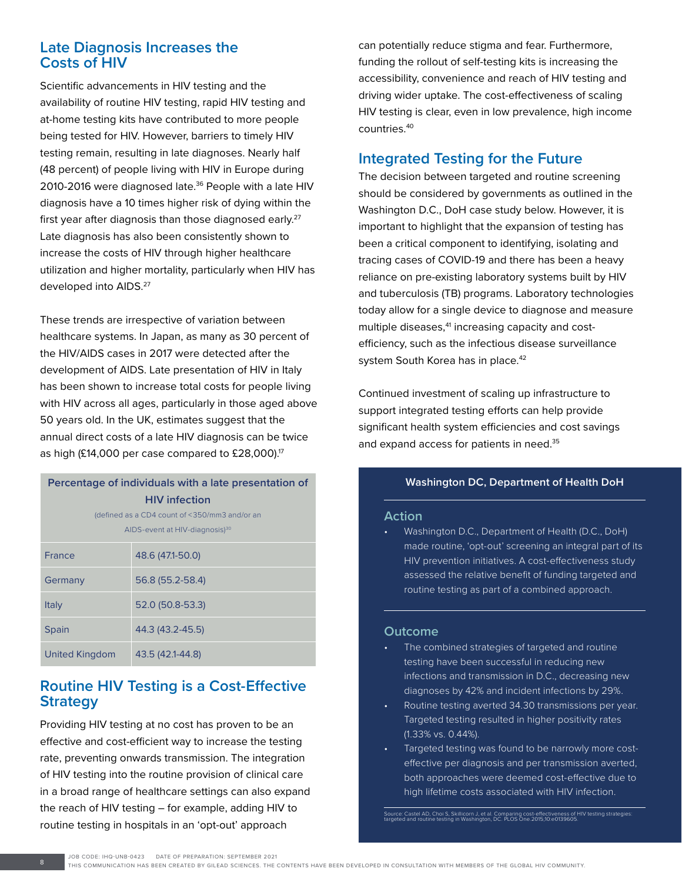## Late Diagnosis Increases the Costs of HIV

Scientific advancements in HIV testing and the availability of routine HIV testing, rapid HIV testing and at-home testing kits have contributed to more people being tested for HIV. However, barriers to timely HIV testing remain, resulting in late diagnoses. Nearly half (48 percent) of people living with HIV in Europe during 2010-2016 were diagnosed late.[36] People with a late HIV diagnosis have a 10 times higher risk of dying within the first year after diagnosis than those diagnosed early.[27] Late diagnosis has also been consistently shown to increase the costs of HIV through higher healthcare utilization and higher mortality, particularly when HIV has developed into AIDS.[27]

These trends are irrespective of variation between healthcare systems. In Japan, as many as 30 percent of the HIV/AIDS cases in 2017 were detected after the development of AIDS. Late presentation of HIV in Italy has been shown to increase total costs for people living with HIV across all ages, particularly in those aged above 50 years old. In the UK, estimates suggest that the annual direct costs of a late HIV diagnosis can be twice as high (£14,000 per case compared to £28,000).[17]

| Percentage of individuals with a late presentation of HIV infection (defined as a CD4 count of <350/mm3 and/or an AIDS-event at HIV-diagnosis)[30] | |
|---|---|
| France | 48.6 (47.1-50.0) |
| Germany | 56.8 (55.2-58.4) |
| Italy | 52.0 (50.8-53.3) |
| Spain | 44.3 (43.2-45.5) |
| United Kingdom | 43.5 (42.1-44.8) |

## Routine HIV Testing is a Cost-Effective Strategy

Providing HIV testing at no cost has proven to be an effective and cost-efficient way to increase the testing rate, preventing onwards transmission. The integration of HIV testing into the routine provision of clinical care in a broad range of healthcare settings can also expand the reach of HIV testing – for example, adding HIV to routine testing in hospitals in an 'opt-out' approach can potentially reduce stigma and fear. Furthermore, funding the rollout of self-testing kits is increasing the accessibility, convenience and reach of HIV testing and driving wider uptake. The cost-effectiveness of scaling HIV testing is clear, even in low prevalence, high income countries.[40]

## Integrated Testing for the Future

The decision between targeted and routine screening should be considered by governments as outlined in the Washington D.C., DoH case study below. However, it is important to highlight that the expansion of testing has been a critical component to identifying, isolating and tracing cases of COVID-19 and there has been a heavy reliance on pre-existing laboratory systems built by HIV and tuberculosis (TB) programs. Laboratory technologies today allow for a single device to diagnose and measure multiple diseases,[41] increasing capacity and cost-efficiency, such as the infectious disease surveillance system South Korea has in place.[42]

Continued investment of scaling up infrastructure to support integrated testing efforts can help provide significant health system efficiencies and cost savings and expand access for patients in need.[35]

### Washington DC, Department of Health DoH

#### Action

- Washington D.C., Department of Health (D.C., DoH) made routine, 'opt-out' screening an integral part of its HIV prevention initiatives. A cost-effectiveness study assessed the relative benefit of funding targeted and routine testing as part of a combined approach.

#### Outcome

- The combined strategies of targeted and routine testing have been successful in reducing new infections and transmission in D.C., decreasing new diagnoses by 42% and incident infections by 29%.
- Routine testing averted 34.30 transmissions per year. Targeted testing resulted in higher positivity rates (1.33% vs. 0.44%).
- Targeted testing was found to be narrowly more cost-effective per diagnosis and per transmission averted, both approaches were deemed cost-effective due to high lifetime costs associated with HIV infection.

Source: Castel AD, Choi S, Skillicorn J, et al. Comparing cost-effectiveness of HIV testing strategies: targeted and routine testing in Washington, DC. PLOS One.2015;10:e0139605.

JOB CODE: IHQ-UNB-0423 DATE OF PREPARATION: SEPTEMBER 2021
THIS COMMUNICATION HAS BEEN CREATED BY GILEAD SCIENCES. THE CONTENTS HAVE BEEN DEVELOPED IN CONSULTATION WITH MEMBERS OF THE GLOBAL HIV COMMUNITY.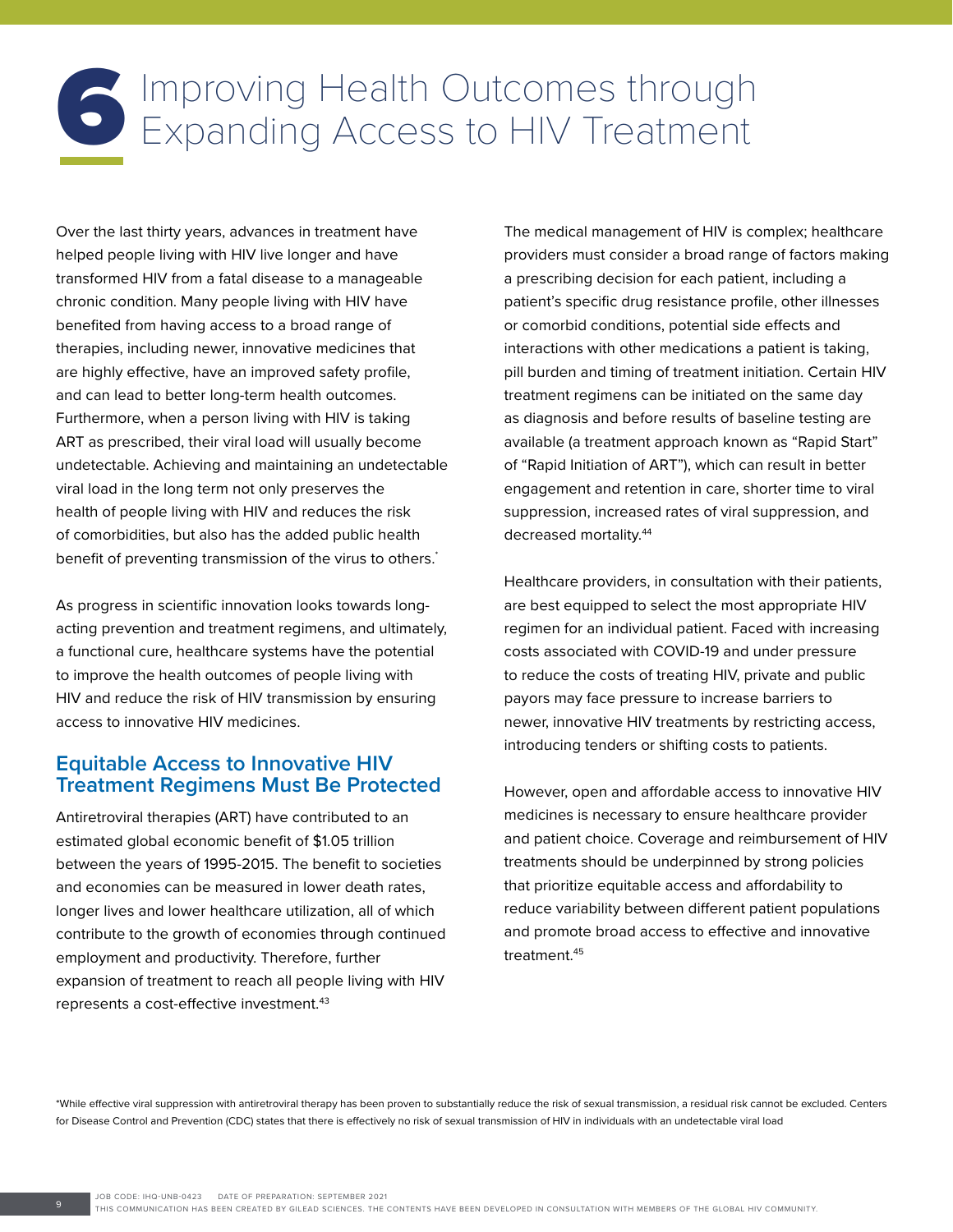# 6 Improving Health Outcomes through Expanding Access to HIV Treatment

Over the last thirty years, advances in treatment have helped people living with HIV live longer and have transformed HIV from a fatal disease to a manageable chronic condition. Many people living with HIV have benefited from having access to a broad range of therapies, including newer, innovative medicines that are highly effective, have an improved safety profile, and can lead to better long-term health outcomes. Furthermore, when a person living with HIV is taking ART as prescribed, their viral load will usually become undetectable. Achieving and maintaining an undetectable viral load in the long term not only preserves the health of people living with HIV and reduces the risk of comorbidities, but also has the added public health benefit of preventing transmission of the virus to others.*

As progress in scientific innovation looks towards long-acting prevention and treatment regimens, and ultimately, a functional cure, healthcare systems have the potential to improve the health outcomes of people living with HIV and reduce the risk of HIV transmission by ensuring access to innovative HIV medicines.

## Equitable Access to Innovative HIV Treatment Regimens Must Be Protected

Antiretroviral therapies (ART) have contributed to an estimated global economic benefit of $1.05 trillion between the years of 1995-2015. The benefit to societies and economies can be measured in lower death rates, longer lives and lower healthcare utilization, all of which contribute to the growth of economies through continued employment and productivity. Therefore, further expansion of treatment to reach all people living with HIV represents a cost-effective investment.[43]

The medical management of HIV is complex; healthcare providers must consider a broad range of factors making a prescribing decision for each patient, including a patient's specific drug resistance profile, other illnesses or comorbid conditions, potential side effects and interactions with other medications a patient is taking, pill burden and timing of treatment initiation. Certain HIV treatment regimens can be initiated on the same day as diagnosis and before results of baseline testing are available (a treatment approach known as "Rapid Start" of "Rapid Initiation of ART"), which can result in better engagement and retention in care, shorter time to viral suppression, increased rates of viral suppression, and decreased mortality.[44]

Healthcare providers, in consultation with their patients, are best equipped to select the most appropriate HIV regimen for an individual patient. Faced with increasing costs associated with COVID-19 and under pressure to reduce the costs of treating HIV, private and public payors may face pressure to increase barriers to newer, innovative HIV treatments by restricting access, introducing tenders or shifting costs to patients.

However, open and affordable access to innovative HIV medicines is necessary to ensure healthcare provider and patient choice. Coverage and reimbursement of HIV treatments should be underpinned by strong policies that prioritize equitable access and affordability to reduce variability between different patient populations and promote broad access to effective and innovative treatment.[45]

*While effective viral suppression with antiretroviral therapy has been proven to substantially reduce the risk of sexual transmission, a residual risk cannot be excluded. Centers for Disease Control and Prevention (CDC) states that there is effectively no risk of sexual transmission of HIV in individuals with an undetectable viral load

JOB CODE: IHQ-UNB-0423 DATE OF PREPARATION: SEPTEMBER 2021
THIS COMMUNICATION HAS BEEN CREATED BY GILEAD SCIENCES. THE CONTENTS HAVE BEEN DEVELOPED IN CONSULTATION WITH MEMBERS OF THE GLOBAL HIV COMMUNITY.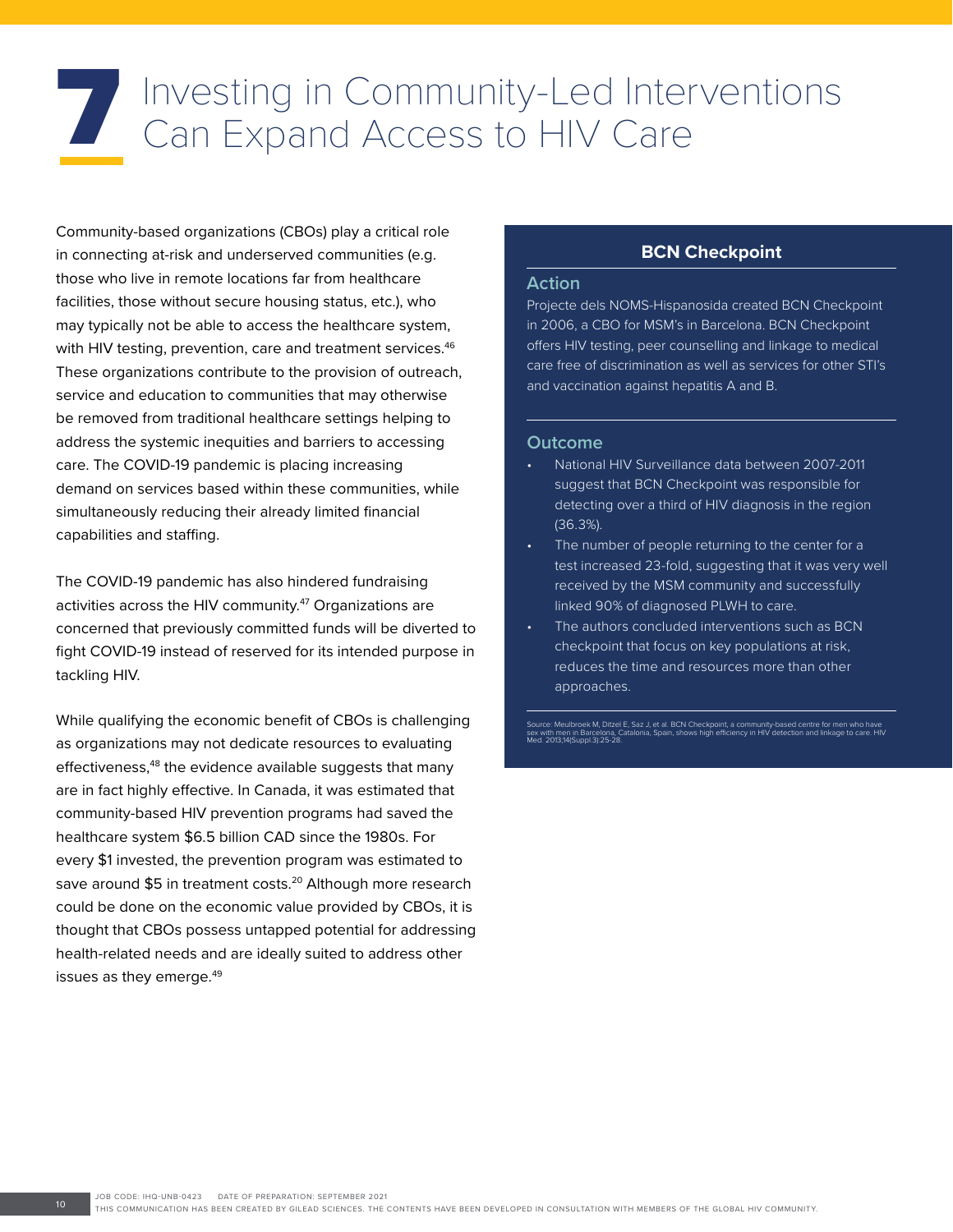# 7 Investing in Community-Led Interventions Can Expand Access to HIV Care

Community-based organizations (CBOs) play a critical role in connecting at-risk and underserved communities (e.g. those who live in remote locations far from healthcare facilities, those without secure housing status, etc.), who may typically not be able to access the healthcare system, with HIV testing, prevention, care and treatment services.[46] These organizations contribute to the provision of outreach, service and education to communities that may otherwise be removed from traditional healthcare settings helping to address the systemic inequities and barriers to accessing care. The COVID-19 pandemic is placing increasing demand on services based within these communities, while simultaneously reducing their already limited financial capabilities and staffing.

The COVID-19 pandemic has also hindered fundraising activities across the HIV community.[47] Organizations are concerned that previously committed funds will be diverted to fight COVID-19 instead of reserved for its intended purpose in tackling HIV.

While qualifying the economic benefit of CBOs is challenging as organizations may not dedicate resources to evaluating effectiveness,[48] the evidence available suggests that many are in fact highly effective. In Canada, it was estimated that community-based HIV prevention programs had saved the healthcare system $6.5 billion CAD since the 1980s. For every $1 invested, the prevention program was estimated to save around $5 in treatment costs.[20] Although more research could be done on the economic value provided by CBOs, it is thought that CBOs possess untapped potential for addressing health-related needs and are ideally suited to address other issues as they emerge.[49]

## BCN Checkpoint

### Action

Projecte dels NOMS-Hispanosida created BCN Checkpoint in 2006, a CBO for MSM's in Barcelona. BCN Checkpoint offers HIV testing, peer counselling and linkage to medical care free of discrimination as well as services for other STI's and vaccination against hepatitis A and B.

### Outcome

- National HIV Surveillance data between 2007-2011 suggest that BCN Checkpoint was responsible for detecting over a third of HIV diagnosis in the region (36.3%).
- The number of people returning to the center for a test increased 23-fold, suggesting that it was very well received by the MSM community and successfully linked 90% of diagnosed PLWH to care.
- The authors concluded interventions such as BCN checkpoint that focus on key populations at risk, reduces the time and resources more than other approaches.

Source: Meulbroek M, Ditzel E, Saz J, et al. BCN Checkpoint, a community-based centre for men who have sex with men in Barcelona, Catalonia, Spain, shows high efficiency in HIV detection and linkage to care. HIV Med. 2013;14(Suppl.3):25-28.

JOB CODE: IHQ-UNB-0423 DATE OF PREPARATION: SEPTEMBER 2021
THIS COMMUNICATION HAS BEEN CREATED BY GILEAD SCIENCES. THE CONTENTS HAVE BEEN DEVELOPED IN CONSULTATION WITH MEMBERS OF THE GLOBAL HIV COMMUNITY.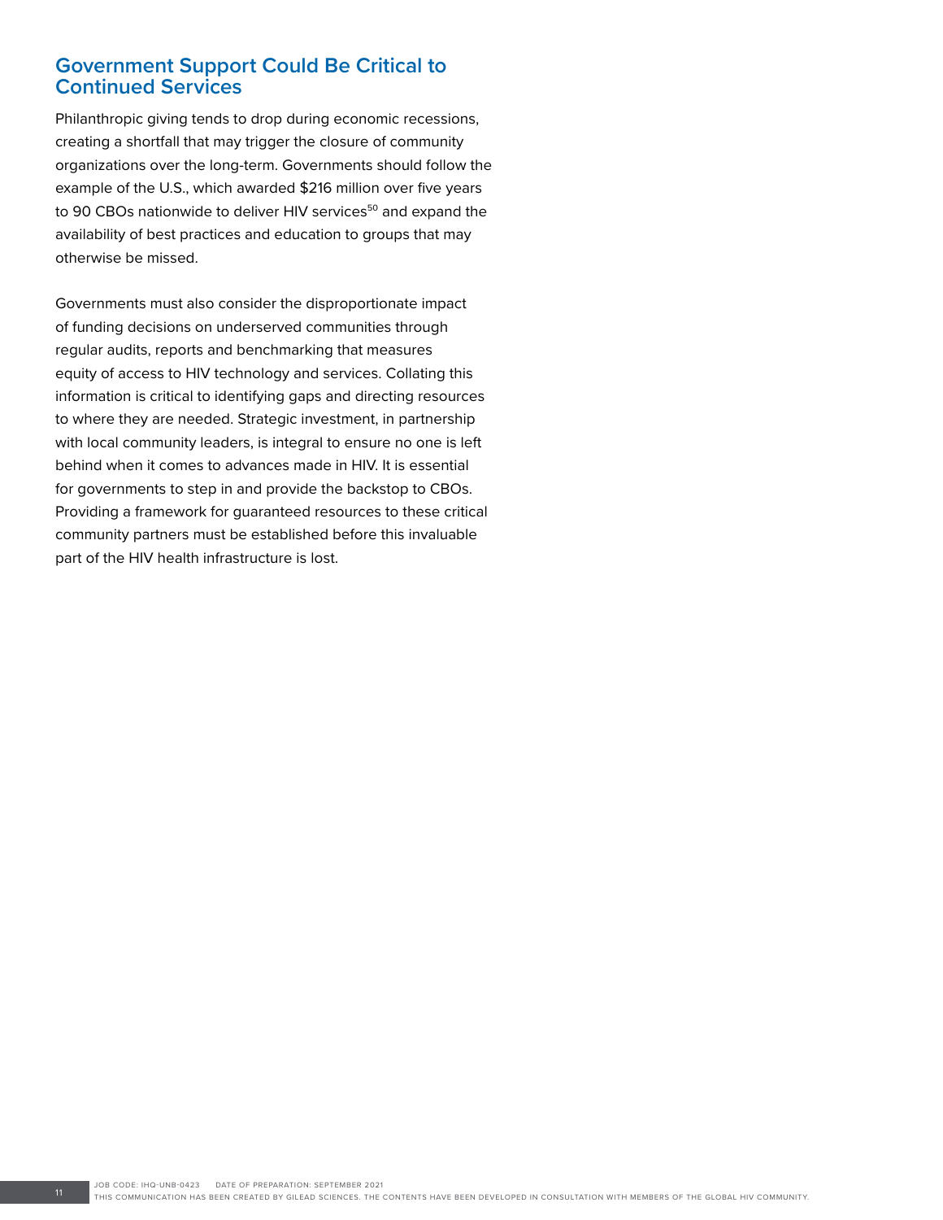## Government Support Could Be Critical to Continued Services

Philanthropic giving tends to drop during economic recessions, creating a shortfall that may trigger the closure of community organizations over the long-term. Governments should follow the example of the U.S., which awarded $216 million over five years to 90 CBOs nationwide to deliver HIV services[50] and expand the availability of best practices and education to groups that may otherwise be missed.

Governments must also consider the disproportionate impact of funding decisions on underserved communities through regular audits, reports and benchmarking that measures equity of access to HIV technology and services. Collating this information is critical to identifying gaps and directing resources to where they are needed. Strategic investment, in partnership with local community leaders, is integral to ensure no one is left behind when it comes to advances made in HIV. It is essential for governments to step in and provide the backstop to CBOs. Providing a framework for guaranteed resources to these critical community partners must be established before this invaluable part of the HIV health infrastructure is lost.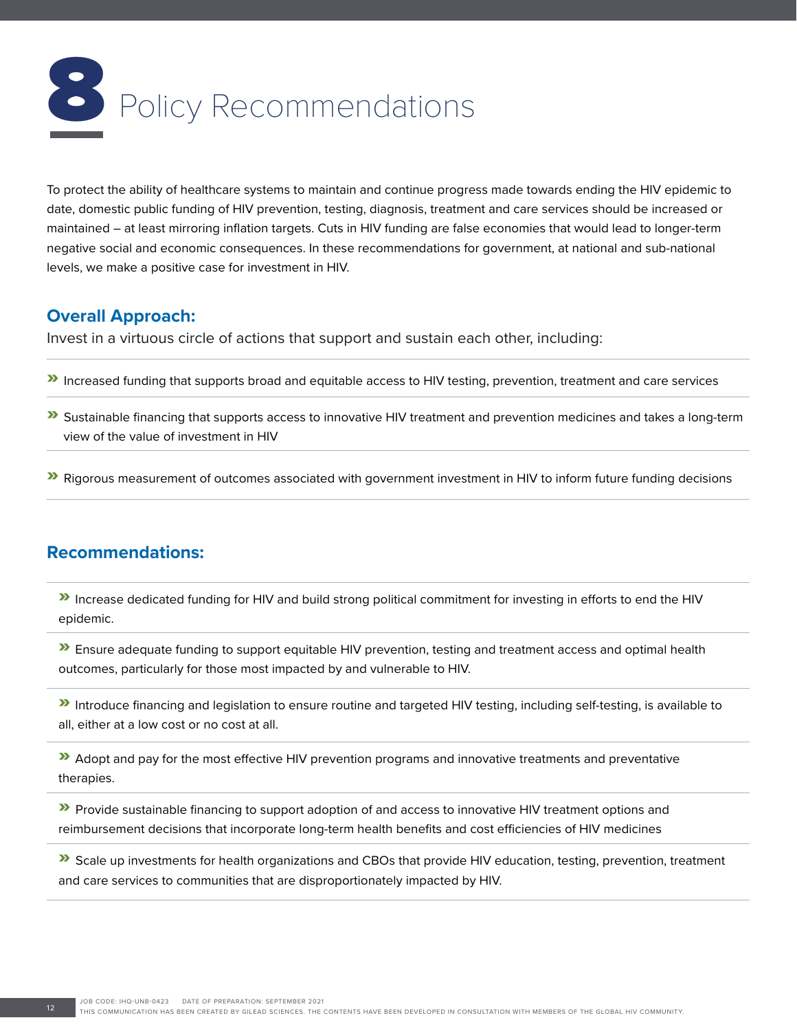# 8 Policy Recommendations

To protect the ability of healthcare systems to maintain and continue progress made towards ending the HIV epidemic to date, domestic public funding of HIV prevention, testing, diagnosis, treatment and care services should be increased or maintained – at least mirroring inflation targets. Cuts in HIV funding are false economies that would lead to longer-term negative social and economic consequences. In these recommendations for government, at national and sub-national levels, we make a positive case for investment in HIV.

## Overall Approach:

Invest in a virtuous circle of actions that support and sustain each other, including:

- Increased funding that supports broad and equitable access to HIV testing, prevention, treatment and care services
- Sustainable financing that supports access to innovative HIV treatment and prevention medicines and takes a long-term view of the value of investment in HIV
- Rigorous measurement of outcomes associated with government investment in HIV to inform future funding decisions

## Recommendations:

- Increase dedicated funding for HIV and build strong political commitment for investing in efforts to end the HIV epidemic.
- Ensure adequate funding to support equitable HIV prevention, testing and treatment access and optimal health outcomes, particularly for those most impacted by and vulnerable to HIV.
- Introduce financing and legislation to ensure routine and targeted HIV testing, including self-testing, is available to all, either at a low cost or no cost at all.
- Adopt and pay for the most effective HIV prevention programs and innovative treatments and preventative therapies.
- Provide sustainable financing to support adoption of and access to innovative HIV treatment options and reimbursement decisions that incorporate long-term health benefits and cost efficiencies of HIV medicines
- Scale up investments for health organizations and CBOs that provide HIV education, testing, prevention, treatment and care services to communities that are disproportionately impacted by HIV.

JOB CODE: IHQ-UNB-0423 DATE OF PREPARATION: SEPTEMBER 2021
THIS COMMUNICATION HAS BEEN CREATED BY GILEAD SCIENCES. THE CONTENTS HAVE BEEN DEVELOPED IN CONSULTATION WITH MEMBERS OF THE GLOBAL HIV COMMUNITY.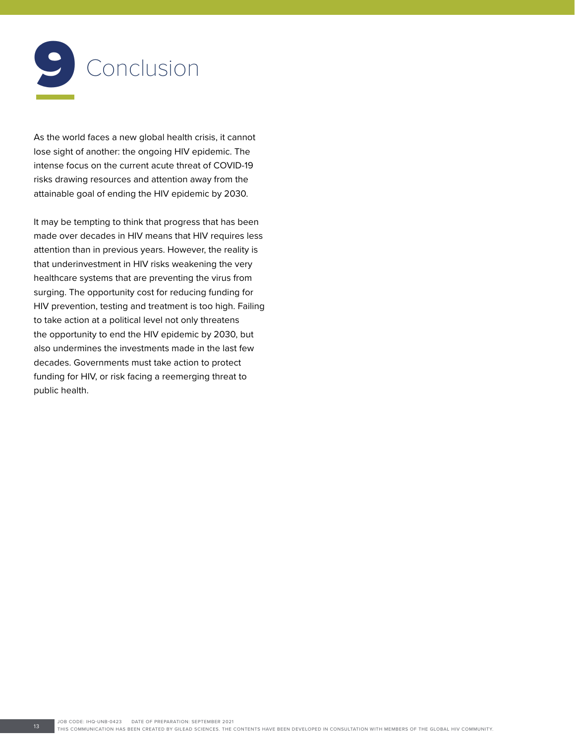# 9 Conclusion

As the world faces a new global health crisis, it cannot lose sight of another: the ongoing HIV epidemic. The intense focus on the current acute threat of COVID-19 risks drawing resources and attention away from the attainable goal of ending the HIV epidemic by 2030.

It may be tempting to think that progress that has been made over decades in HIV means that HIV requires less attention than in previous years. However, the reality is that underinvestment in HIV risks weakening the very healthcare systems that are preventing the virus from surging. The opportunity cost for reducing funding for HIV prevention, testing and treatment is too high. Failing to take action at a political level not only threatens the opportunity to end the HIV epidemic by 2030, but also undermines the investments made in the last few decades. Governments must take action to protect funding for HIV, or risk facing a reemerging threat to public health.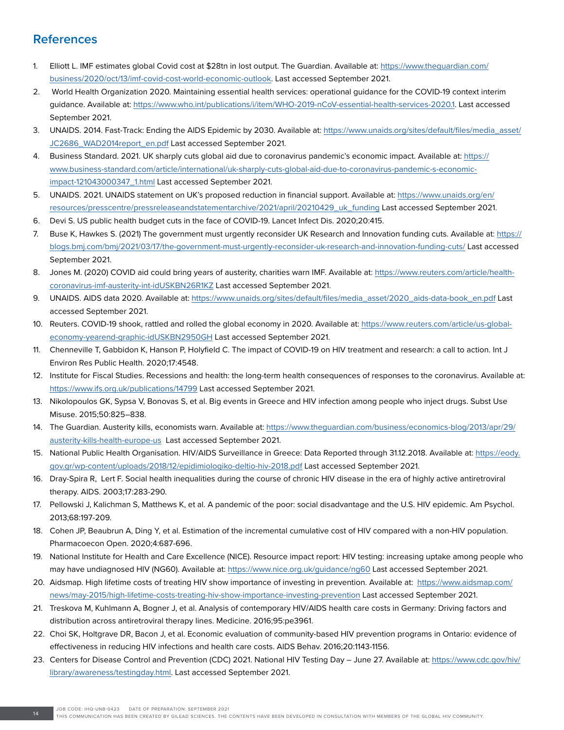## References

1. Elliott L. IMF estimates global Covid cost at $28tn in lost output. The Guardian. Available at: https://www.theguardian.com/business/2020/oct/13/imf-covid-cost-world-economic-outlook. Last accessed September 2021.
2. World Health Organization 2020. Maintaining essential health services: operational guidance for the COVID-19 context interim guidance. Available at: https://www.who.int/publications/i/item/WHO-2019-nCoV-essential-health-services-2020.1. Last accessed September 2021.
3. UNAIDS. 2014. Fast-Track: Ending the AIDS Epidemic by 2030. Available at: https://www.unaids.org/sites/default/files/media_asset/JC2686_WAD2014report_en.pdf Last accessed September 2021.
4. Business Standard. 2021. UK sharply cuts global aid due to coronavirus pandemic's economic impact. Available at: https://www.business-standard.com/article/international/uk-sharply-cuts-global-aid-due-to-coronavirus-pandemic-s-economic-impact-121043000347_1.html Last accessed September 2021.
5. UNAIDS. 2021. UNAIDS statement on UK's proposed reduction in financial support. Available at: https://www.unaids.org/en/resources/presscentre/pressreleaseandstatementarchive/2021/april/20210429_uk_funding Last accessed September 2021.
6. Devi S. US public health budget cuts in the face of COVID-19. Lancet Infect Dis. 2020;20:415.
7. Buse K, Hawkes S. (2021) The government must urgently reconsider UK Research and Innovation funding cuts. Available at: https://blogs.bmj.com/bmj/2021/03/17/the-government-must-urgently-reconsider-uk-research-and-innovation-funding-cuts/ Last accessed September 2021.
8. Jones M. (2020) COVID aid could bring years of austerity, charities warn IMF. Available at: https://www.reuters.com/article/health-coronavirus-imf-austerity-int-idUSKBN26R1KZ Last accessed September 2021.
9. UNAIDS. AIDS data 2020. Available at: https://www.unaids.org/sites/default/files/media_asset/2020_aids-data-book_en.pdf Last accessed September 2021.
10. Reuters. COVID-19 shook, rattled and rolled the global economy in 2020. Available at: https://www.reuters.com/article/us-global-economy-yearend-graphic-idUSKBN2950GH Last accessed September 2021.
11. Chenneville T, Gabbidon K, Hanson P, Holyfield C. The impact of COVID-19 on HIV treatment and research: a call to action. Int J Environ Res Public Health. 2020;17:4548.
12. Institute for Fiscal Studies. Recessions and health: the long-term health consequences of responses to the coronavirus. Available at: https://www.ifs.org.uk/publications/14799 Last accessed September 2021.
13. Nikolopoulos GK, Sypsa V, Bonovas S, et al. Big events in Greece and HIV infection among people who inject drugs. Subst Use Misuse. 2015;50:825–838.
14. The Guardian. Austerity kills, economists warn. Available at: https://www.theguardian.com/business/economics-blog/2013/apr/29/austerity-kills-health-europe-us Last accessed September 2021.
15. National Public Health Organisation. HIV/AIDS Surveillance in Greece: Data Reported through 31.12.2018. Available at: https://eody.gov.gr/wp-content/uploads/2018/12/epidimiologiko-deltio-hiv-2018.pdf Last accessed September 2021.
16. Dray-Spira R, Lert F. Social health inequalities during the course of chronic HIV disease in the era of highly active antiretroviral therapy. AIDS. 2003;17:283-290.
17. Pellowski J, Kalichman S, Matthews K, et al. A pandemic of the poor: social disadvantage and the U.S. HIV epidemic. Am Psychol. 2013;68:197-209.
18. Cohen JP, Beaubrun A, Ding Y, et al. Estimation of the incremental cumulative cost of HIV compared with a non-HIV population. Pharmacoecon Open. 2020;4:687-696.
19. National Institute for Health and Care Excellence (NICE). Resource impact report: HIV testing: increasing uptake among people who may have undiagnosed HIV (NG60). Available at: https://www.nice.org.uk/guidance/ng60 Last accessed September 2021.
20. Aidsmap. High lifetime costs of treating HIV show importance of investing in prevention. Available at: https://www.aidsmap.com/news/may-2015/high-lifetime-costs-treating-hiv-show-importance-investing-prevention Last accessed September 2021.
21. Treskova M, Kuhlmann A, Bogner J, et al. Analysis of contemporary HIV/AIDS health care costs in Germany: Driving factors and distribution across antiretroviral therapy lines. Medicine. 2016;95:pe3961.
22. Choi SK, Holtgrave DR, Bacon J, et al. Economic evaluation of community-based HIV prevention programs in Ontario: evidence of effectiveness in reducing HIV infections and health care costs. AIDS Behav. 2016;20:1143-1156.
23. Centers for Disease Control and Prevention (CDC) 2021. National HIV Testing Day – June 27. Available at: https://www.cdc.gov/hiv/library/awareness/testingday.html. Last accessed September 2021.

JOB CODE: IHQ-UNB-0423 DATE OF PREPARATION: SEPTEMBER 2021
THIS COMMUNICATION HAS BEEN CREATED BY GILEAD SCIENCES. THE CONTENTS HAVE BEEN DEVELOPED IN CONSULTATION WITH MEMBERS OF THE GLOBAL HIV COMMUNITY.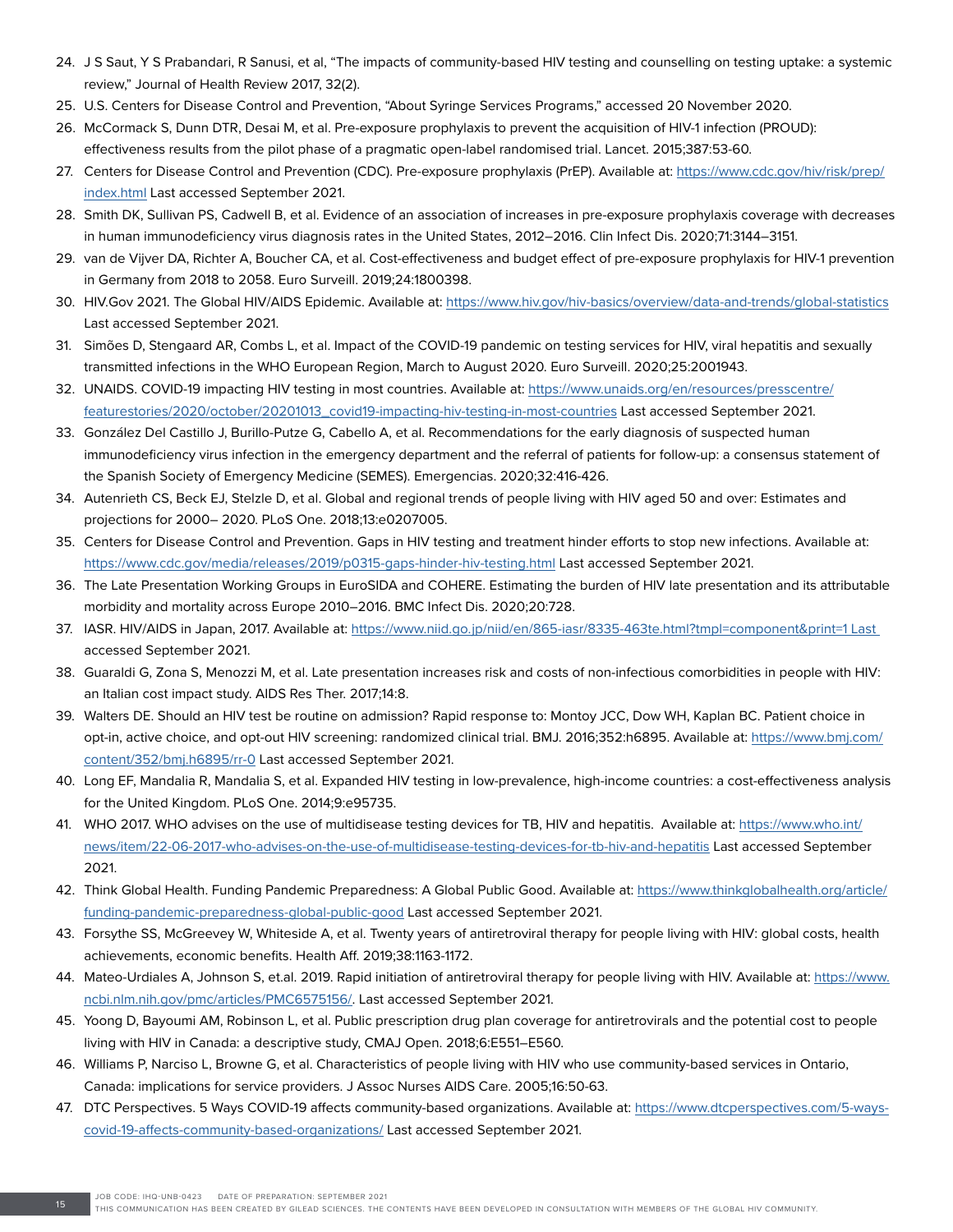24. J S Saut, Y S Prabandari, R Sanusi, et al, "The impacts of community-based HIV testing and counselling on testing uptake: a systemic review," Journal of Health Review 2017, 32(2).
25. U.S. Centers for Disease Control and Prevention, "About Syringe Services Programs," accessed 20 November 2020.
26. McCormack S, Dunn DTR, Desai M, et al. Pre-exposure prophylaxis to prevent the acquisition of HIV-1 infection (PROUD): effectiveness results from the pilot phase of a pragmatic open-label randomised trial. Lancet. 2015;387:53-60.
27. Centers for Disease Control and Prevention (CDC). Pre-exposure prophylaxis (PrEP). Available at: https://www.cdc.gov/hiv/risk/prep/index.html Last accessed September 2021.
28. Smith DK, Sullivan PS, Cadwell B, et al. Evidence of an association of increases in pre-exposure prophylaxis coverage with decreases in human immunodeficiency virus diagnosis rates in the United States, 2012–2016. Clin Infect Dis. 2020;71:3144–3151.
29. van de Vijver DA, Richter A, Boucher CA, et al. Cost-effectiveness and budget effect of pre-exposure prophylaxis for HIV-1 prevention in Germany from 2018 to 2058. Euro Surveill. 2019;24:1800398.
30. HIV.Gov 2021. The Global HIV/AIDS Epidemic. Available at: https://www.hiv.gov/hiv-basics/overview/data-and-trends/global-statistics Last accessed September 2021.
31. Simões D, Stengaard AR, Combs L, et al. Impact of the COVID-19 pandemic on testing services for HIV, viral hepatitis and sexually transmitted infections in the WHO European Region, March to August 2020. Euro Surveill. 2020;25:2001943.
32. UNAIDS. COVID-19 impacting HIV testing in most countries. Available at: https://www.unaids.org/en/resources/presscentre/featurestories/2020/october/20201013_covid19-impacting-hiv-testing-in-most-countries Last accessed September 2021.
33. González Del Castillo J, Burillo-Putze G, Cabello A, et al. Recommendations for the early diagnosis of suspected human immunodeficiency virus infection in the emergency department and the referral of patients for follow-up: a consensus statement of the Spanish Society of Emergency Medicine (SEMES). Emergencias. 2020;32:416-426.
34. Autenrieth CS, Beck EJ, Stelzle D, et al. Global and regional trends of people living with HIV aged 50 and over: Estimates and projections for 2000– 2020. PLoS One. 2018;13:e0207005.
35. Centers for Disease Control and Prevention. Gaps in HIV testing and treatment hinder efforts to stop new infections. Available at: https://www.cdc.gov/media/releases/2019/p0315-gaps-hinder-hiv-testing.html Last accessed September 2021.
36. The Late Presentation Working Groups in EuroSIDA and COHERE. Estimating the burden of HIV late presentation and its attributable morbidity and mortality across Europe 2010–2016. BMC Infect Dis. 2020;20:728.
37. IASR. HIV/AIDS in Japan, 2017. Available at: https://www.niid.go.jp/niid/en/865-iasr/8335-463te.html?tmpl=component&print=1 Last accessed September 2021.
38. Guaraldi G, Zona S, Menozzi M, et al. Late presentation increases risk and costs of non-infectious comorbidities in people with HIV: an Italian cost impact study. AIDS Res Ther. 2017;14:8.
39. Walters DE. Should an HIV test be routine on admission? Rapid response to: Montoy JCC, Dow WH, Kaplan BC. Patient choice in opt-in, active choice, and opt-out HIV screening: randomized clinical trial. BMJ. 2016;352:h6895. Available at: https://www.bmj.com/content/352/bmj.h6895/rr-0 Last accessed September 2021.
40. Long EF, Mandalia R, Mandalia S, et al. Expanded HIV testing in low-prevalence, high-income countries: a cost-effectiveness analysis for the United Kingdom. PLoS One. 2014;9:e95735.
41. WHO 2017. WHO advises on the use of multidisease testing devices for TB, HIV and hepatitis. Available at: https://www.who.int/news/item/22-06-2017-who-advises-on-the-use-of-multidisease-testing-devices-for-tb-hiv-and-hepatitis Last accessed September 2021.
42. Think Global Health. Funding Pandemic Preparedness: A Global Public Good. Available at: https://www.thinkglobalhealth.org/article/funding-pandemic-preparedness-global-public-good Last accessed September 2021.
43. Forsythe SS, McGreevey W, Whiteside A, et al. Twenty years of antiretroviral therapy for people living with HIV: global costs, health achievements, economic benefits. Health Aff. 2019;38:1163-1172.
44. Mateo-Urdiales A, Johnson S, et.al. 2019. Rapid initiation of antiretroviral therapy for people living with HIV. Available at: https://www.ncbi.nlm.nih.gov/pmc/articles/PMC6575156/. Last accessed September 2021.
45. Yoong D, Bayoumi AM, Robinson L, et al. Public prescription drug plan coverage for antiretrovirals and the potential cost to people living with HIV in Canada: a descriptive study, CMAJ Open. 2018;6:E551–E560.
46. Williams P, Narciso L, Browne G, et al. Characteristics of people living with HIV who use community-based services in Ontario, Canada: implications for service providers. J Assoc Nurses AIDS Care. 2005;16:50-63.
47. DTC Perspectives. 5 Ways COVID-19 affects community-based organizations. Available at: https://www.dtcperspectives.com/5-ways-covid-19-affects-community-based-organizations/ Last accessed September 2021.

JOB CODE: IHQ-UNB-0423 DATE OF PREPARATION: SEPTEMBER 2021
THIS COMMUNICATION HAS BEEN CREATED BY GILEAD SCIENCES. THE CONTENTS HAVE BEEN DEVELOPED IN CONSULTATION WITH MEMBERS OF THE GLOBAL HIV COMMUNITY.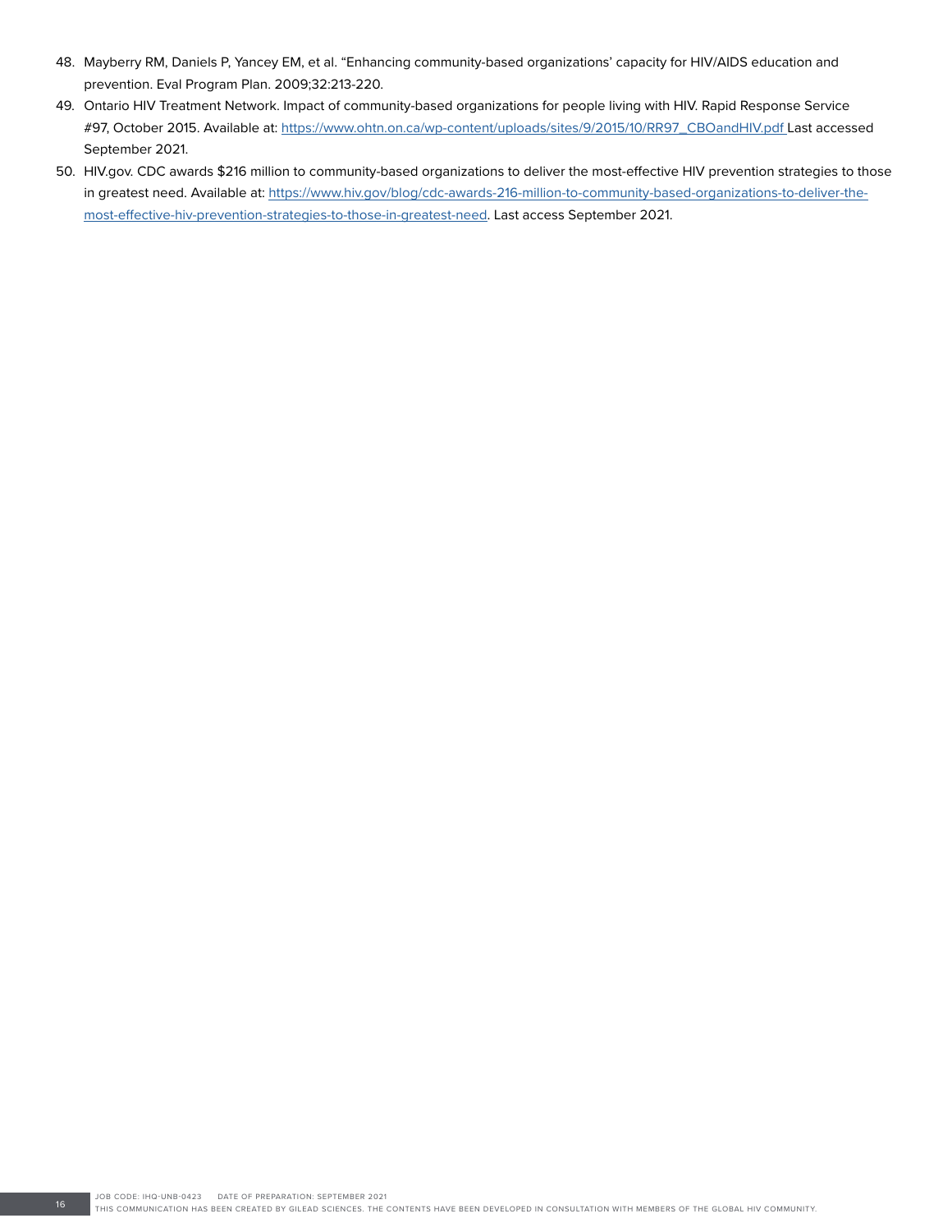48. Mayberry RM, Daniels P, Yancey EM, et al. “Enhancing community-based organizations’ capacity for HIV/AIDS education and prevention. Eval Program Plan. 2009;32:213-220.
49. Ontario HIV Treatment Network. Impact of community-based organizations for people living with HIV. Rapid Response Service #97, October 2015. Available at: https://www.ohtn.on.ca/wp-content/uploads/sites/9/2015/10/RR97_CBOandHIV.pdf Last accessed September 2021.
50. HIV.gov. CDC awards $216 million to community-based organizations to deliver the most-effective HIV prevention strategies to those in greatest need. Available at: https://www.hiv.gov/blog/cdc-awards-216-million-to-community-based-organizations-to-deliver-the-most-effective-hiv-prevention-strategies-to-those-in-greatest-need. Last access September 2021.

JOB CODE: IHQ-UNB-0423 DATE OF PREPARATION: SEPTEMBER 2021
THIS COMMUNICATION HAS BEEN CREATED BY GILEAD SCIENCES. THE CONTENTS HAVE BEEN DEVELOPED IN CONSULTATION WITH MEMBERS OF THE GLOBAL HIV COMMUNITY.